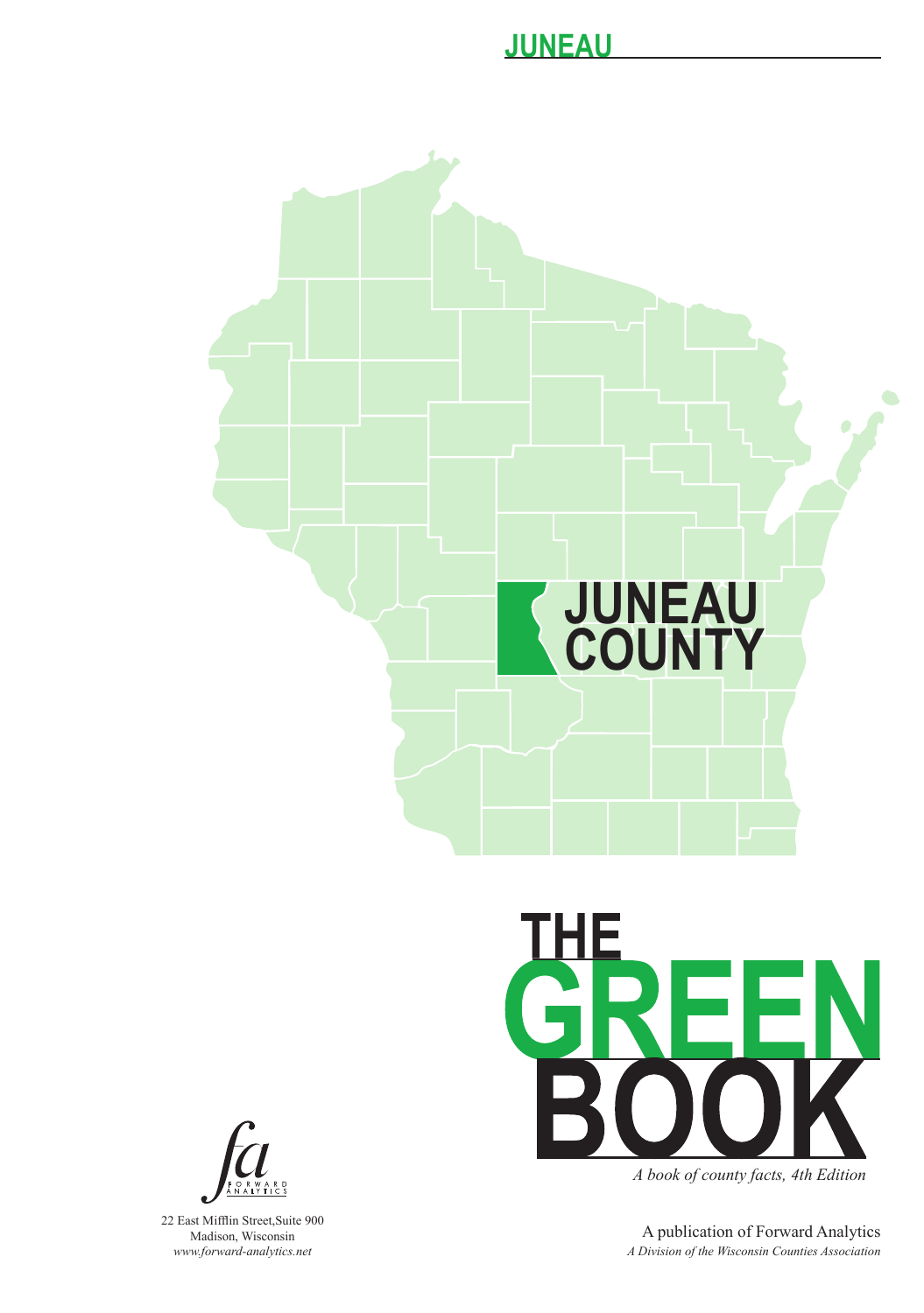# JUNEAU

JUNEAU COUNTY

# THE GREEN BOOK

*A book of county facts, 4th Edition*

FORWARD ANALYTICS

22 East Mifflin Street,Suite 900
Madison, Wisconsin
*www.forward-analytics.net*

A publication of Forward Analytics
*A Division of the Wisconsin Counties Association*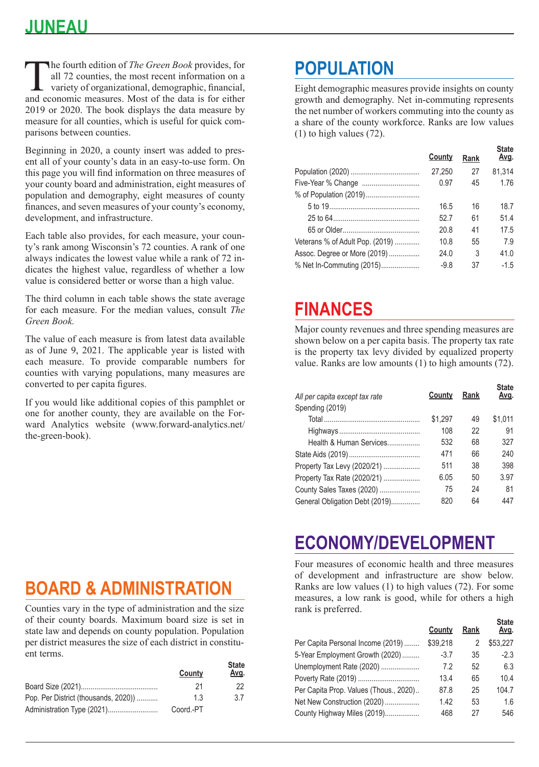# JUNEAU

The fourth edition of *The Green Book* provides, for all 72 counties, the most recent information on a variety of organizational, demographic, financial, and economic measures. Most of the data is for either 2019 or 2020. The book displays the data measure by measure for all counties, which is useful for quick comparisons between counties.

Beginning in 2020, a county insert was added to present all of your county's data in an easy-to-use form. On this page you will find information on three measures of your county board and administration, eight measures of population and demography, eight measures of county finances, and seven measures of your county's economy, development, and infrastructure.

Each table also provides, for each measure, your county's rank among Wisconsin's 72 counties. A rank of one always indicates the lowest value while a rank of 72 indicates the highest value, regardless of whether a low value is considered better or worse than a high value.

The third column in each table shows the state average for each measure. For the median values, consult *The Green Book.*

The value of each measure is from latest data available as of June 9, 2021. The applicable year is listed with each measure. To provide comparable numbers for counties with varying populations, many measures are converted to per capita figures.

If you would like additional copies of this pamphlet or one for another county, they are available on the Forward Analytics website (www.forward-analytics.net/the-green-book).

## BOARD & ADMINISTRATION

Counties vary in the type of administration and the size of their county boards. Maximum board size is set in state law and depends on county population. Population per district measures the size of each district in constituent terms.

| | County | State Avg. |
|---|---|---|
| Board Size (2021) | 21 | 22 |
| Pop. Per District (thousands, 2020)) | 1.3 | 3.7 |
| Administration Type (2021) | Coord.-PT | |

## POPULATION

Eight demographic measures provide insights on county growth and demography. Net in-commuting represents the net number of workers commuting into the county as a share of the county workforce. Ranks are low values (1) to high values (72).

| | County | Rank | State Avg. |
|---|---|---|---|
| Population (2020) | 27,250 | 27 | 81,314 |
| Five-Year % Change | 0.97 | 45 | 1.76 |
| % of Population (2019) | | | |
| 5 to 19 | 16.5 | 16 | 18.7 |
| 25 to 64 | 52.7 | 61 | 51.4 |
| 65 or Older | 20.8 | 41 | 17.5 |
| Veterans % of Adult Pop. (2019) | 10.8 | 55 | 7.9 |
| Assoc. Degree or More (2019) | 24.0 | 3 | 41.0 |
| % Net In-Commuting (2015) | -9.8 | 37 | -1.5 |

## FINANCES

Major county revenues and three spending measures are shown below on a per capita basis. The property tax rate is the property tax levy divided by equalized property value. Ranks are low amounts (1) to high amounts (72).

| *All per capita except tax rate* | County | Rank | State Avg. |
|---|---|---|---|
| Spending (2019) | | | |
| Total | $1,297 | 49 | $1,011 |
| Highways | 108 | 22 | 91 |
| Health & Human Services | 532 | 68 | 327 |
| State Aids (2019) | 471 | 66 | 240 |
| Property Tax Levy (2020/21) | 511 | 38 | 398 |
| Property Tax Rate (2020/21) | 6.05 | 50 | 3.97 |
| County Sales Taxes (2020) | 75 | 24 | 81 |
| General Obligation Debt (2019) | 820 | 64 | 447 |

## ECONOMY/DEVELOPMENT

Four measures of economic health and three measures of development and infrastructure are show below. Ranks are low values (1) to high values (72). For some measures, a low rank is good, while for others a high rank is preferred.

| | County | Rank | State Avg. |
|---|---|---|---|
| Per Capita Personal Income (2019) | $39,218 | 2 | $53,227 |
| 5-Year Employment Growth (2020) | -3.7 | 35 | -2.3 |
| Unemployment Rate (2020) | 7.2 | 52 | 6.3 |
| Poverty Rate (2019) | 13.4 | 65 | 10.4 |
| Per Capita Prop. Values (Thous., 2020) | 87.8 | 25 | 104.7 |
| Net New Construction (2020) | 1.42 | 53 | 1.6 |
| County Highway Miles (2019) | 468 | 27 | 546 |